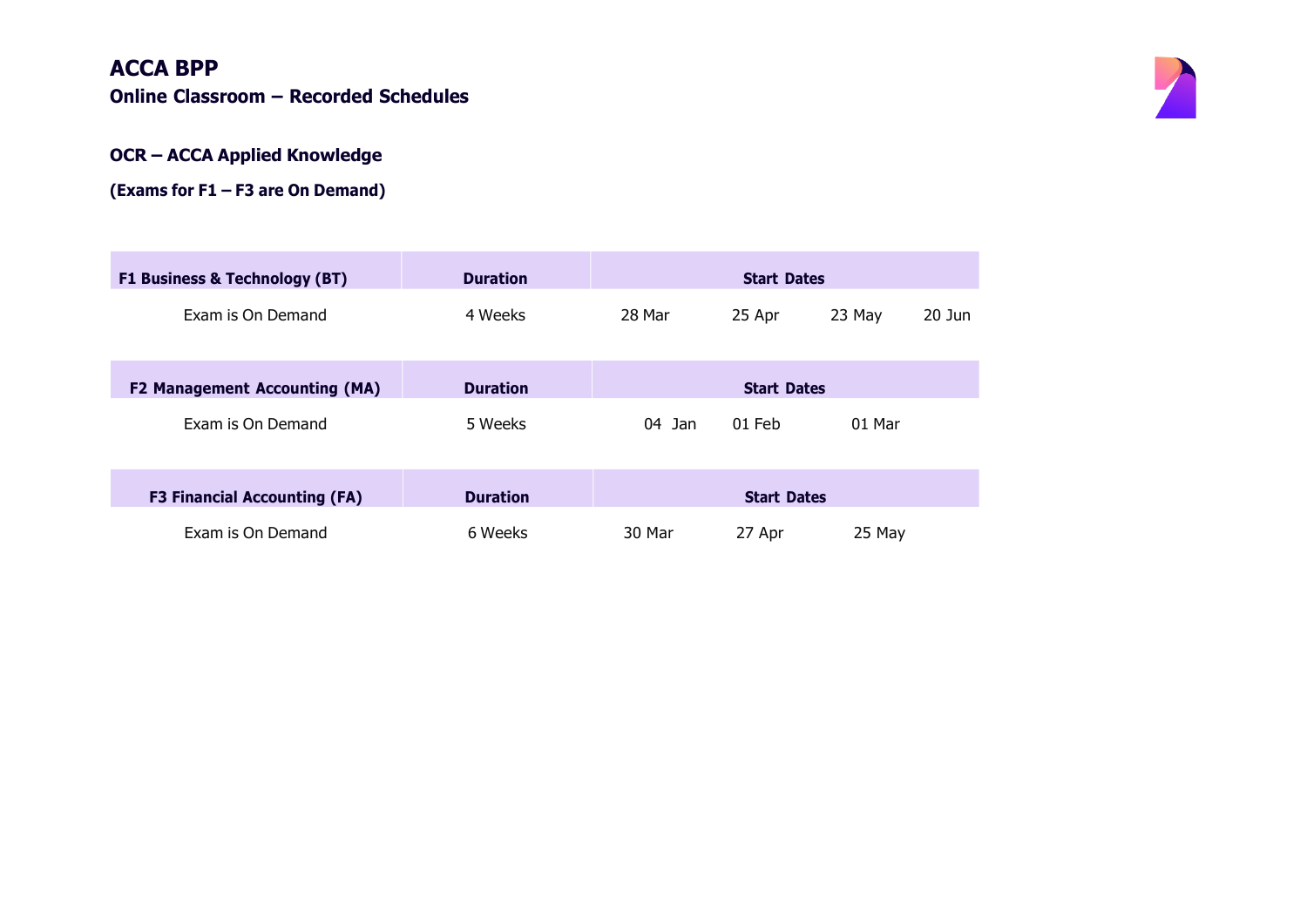# ACCA BPP

## Online Classroom – Recorded Schedules

### OCR – ACCA Applied Knowledge

**(Exams for F1 – F3 are On Demand)**

| F1 Business & Technology (BT) | Duration | Start Dates | | | |
|---|---|---|---|---|---|
| Exam is On Demand | 4 Weeks | 28 Mar | 25 Apr | 23 May | 20 Jun |

| F2 Management Accounting (MA) | Duration | Start Dates | | |
|---|---|---|---|---|
| Exam is On Demand | 5 Weeks | 04 Jan | 01 Feb | 01 Mar |

| F3 Financial Accounting (FA) | Duration | Start Dates | | |
|---|---|---|---|---|
| Exam is On Demand | 6 Weeks | 30 Mar | 27 Apr | 25 May |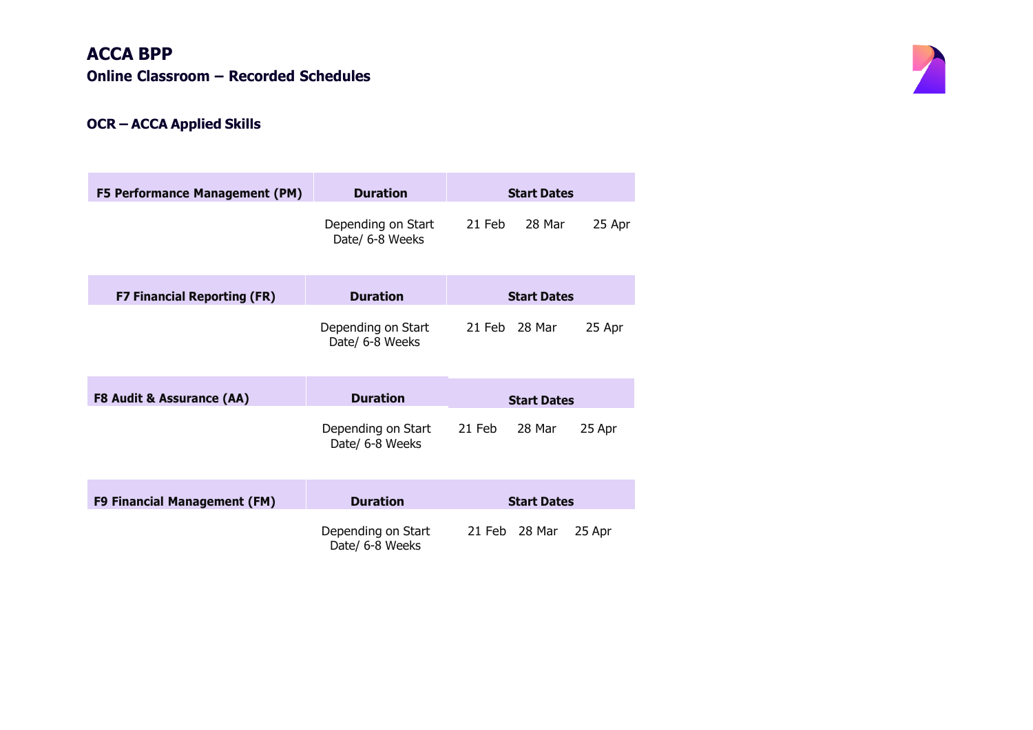# ACCA BPP

## Online Classroom – Recorded Schedules

### OCR – ACCA Applied Skills

| F5 Performance Management (PM) | Duration | Start Dates | | |
|---|---|---|---|---|
| | Depending on Start Date/ 6-8 Weeks | 21 Feb | 28 Mar | 25 Apr |

| F7 Financial Reporting (FR) | Duration | Start Dates | | |
|---|---|---|---|---|
| | Depending on Start Date/ 6-8 Weeks | 21 Feb | 28 Mar | 25 Apr |

| F8 Audit & Assurance (AA) | Duration | Start Dates | | |
|---|---|---|---|---|
| | Depending on Start Date/ 6-8 Weeks | 21 Feb | 28 Mar | 25 Apr |

| F9 Financial Management (FM) | Duration | Start Dates | | |
|---|---|---|---|---|
| | Depending on Start Date/ 6-8 Weeks | 21 Feb | 28 Mar | 25 Apr |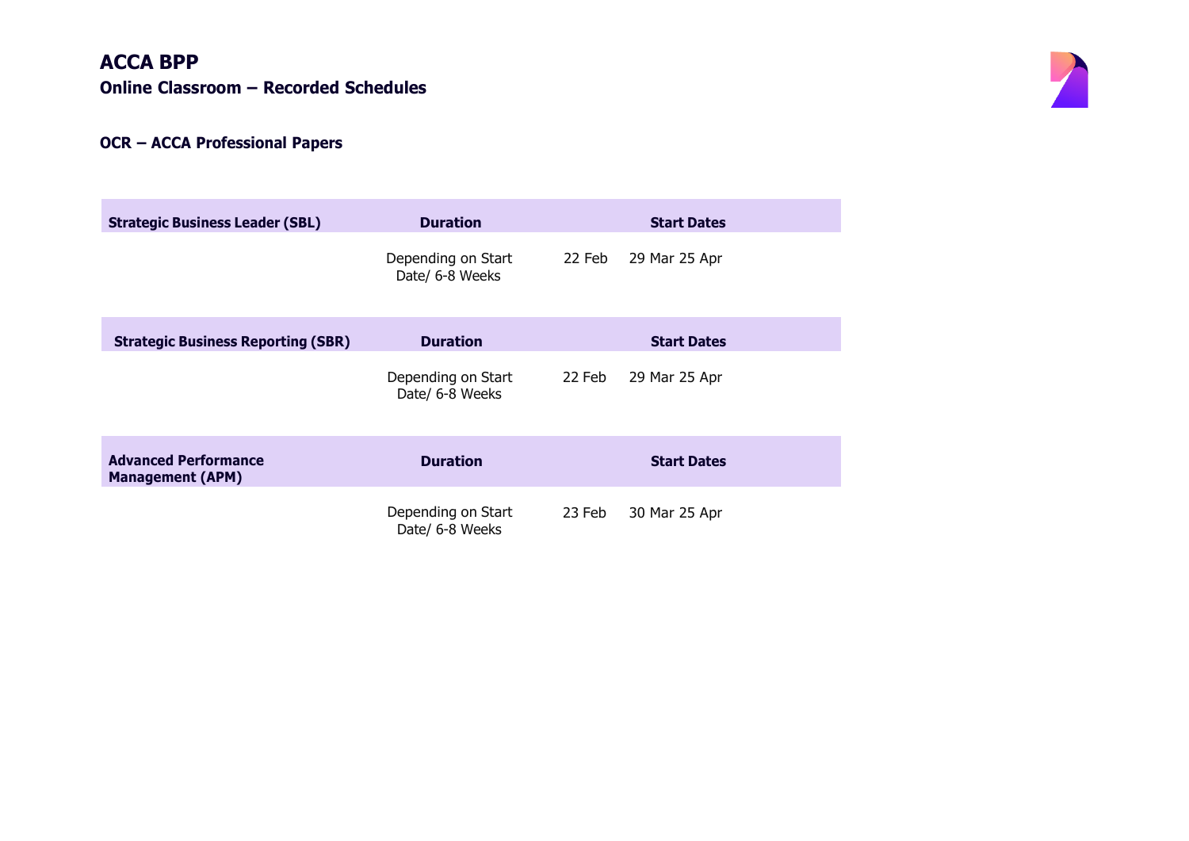# ACCA BPP

## Online Classroom – Recorded Schedules

### OCR – ACCA Professional Papers

| Strategic Business Leader (SBL) | Duration | Start Dates | | |
|---|---|---|---|---|
| | Depending on Start Date/ 6-8 Weeks | 22 Feb | 29 Mar | 25 Apr |

| Strategic Business Reporting (SBR) | Duration | Start Dates | | |
|---|---|---|---|---|
| | Depending on Start Date/ 6-8 Weeks | 22 Feb | 29 Mar | 25 Apr |

| Advanced Performance Management (APM) | Duration | Start Dates | | |
|---|---|---|---|---|
| | Depending on Start Date/ 6-8 Weeks | 23 Feb | 30 Mar | 25 Apr |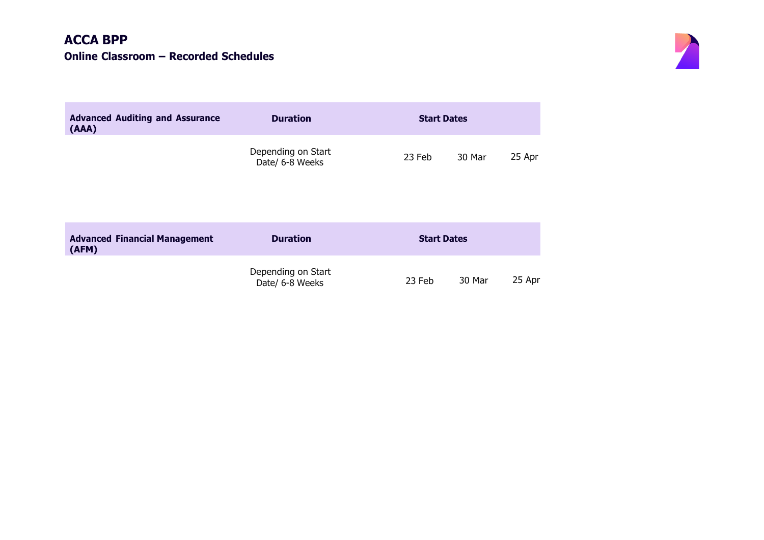# ACCA BPP
## Online Classroom – Recorded Schedules

| Advanced Auditing and Assurance (AAA) | Duration | Start Dates | | |
|---|---|---|---|---|
| | Depending on Start Date/ 6-8 Weeks | 23 Feb | 30 Mar | 25 Apr |

| Advanced Financial Management (AFM) | Duration | Start Dates | | |
|---|---|---|---|---|
| | Depending on Start Date/ 6-8 Weeks | 23 Feb | 30 Mar | 25 Apr |